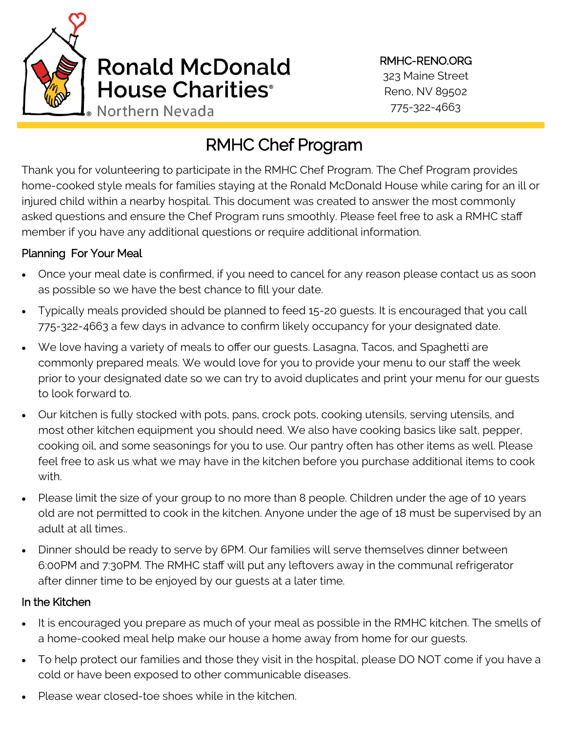Ronald McDonald House Charities® Northern Nevada

RMHC-RENO.ORG
323 Maine Street
Reno, NV 89502
775-322-4663

# RMHC Chef Program

Thank you for volunteering to participate in the RMHC Chef Program. The Chef Program provides home-cooked style meals for families staying at the Ronald McDonald House while caring for an ill or injured child within a nearby hospital. This document was created to answer the most commonly asked questions and ensure the Chef Program runs smoothly. Please feel free to ask a RMHC staff member if you have any additional questions or require additional information.

## Planning For Your Meal

- Once your meal date is confirmed, if you need to cancel for any reason please contact us as soon as possible so we have the best chance to fill your date.
- Typically meals provided should be planned to feed 15-20 guests. It is encouraged that you call 775-322-4663 a few days in advance to confirm likely occupancy for your designated date.
- We love having a variety of meals to offer our guests. Lasagna, Tacos, and Spaghetti are commonly prepared meals. We would love for you to provide your menu to our staff the week prior to your designated date so we can try to avoid duplicates and print your menu for our guests to look forward to.
- Our kitchen is fully stocked with pots, pans, crock pots, cooking utensils, serving utensils, and most other kitchen equipment you should need. We also have cooking basics like salt, pepper, cooking oil, and some seasonings for you to use. Our pantry often has other items as well. Please feel free to ask us what we may have in the kitchen before you purchase additional items to cook with.
- Please limit the size of your group to no more than 8 people. Children under the age of 10 years old are not permitted to cook in the kitchen. Anyone under the age of 18 must be supervised by an adult at all times..
- Dinner should be ready to serve by 6PM. Our families will serve themselves dinner between 6:00PM and 7:30PM. The RMHC staff will put any leftovers away in the communal refrigerator after dinner time to be enjoyed by our guests at a later time.

## In the Kitchen

- It is encouraged you prepare as much of your meal as possible in the RMHC kitchen. The smells of a home-cooked meal help make our house a home away from home for our guests.
- To help protect our families and those they visit in the hospital, please DO NOT come if you have a cold or have been exposed to other communicable diseases.
- Please wear closed-toe shoes while in the kitchen.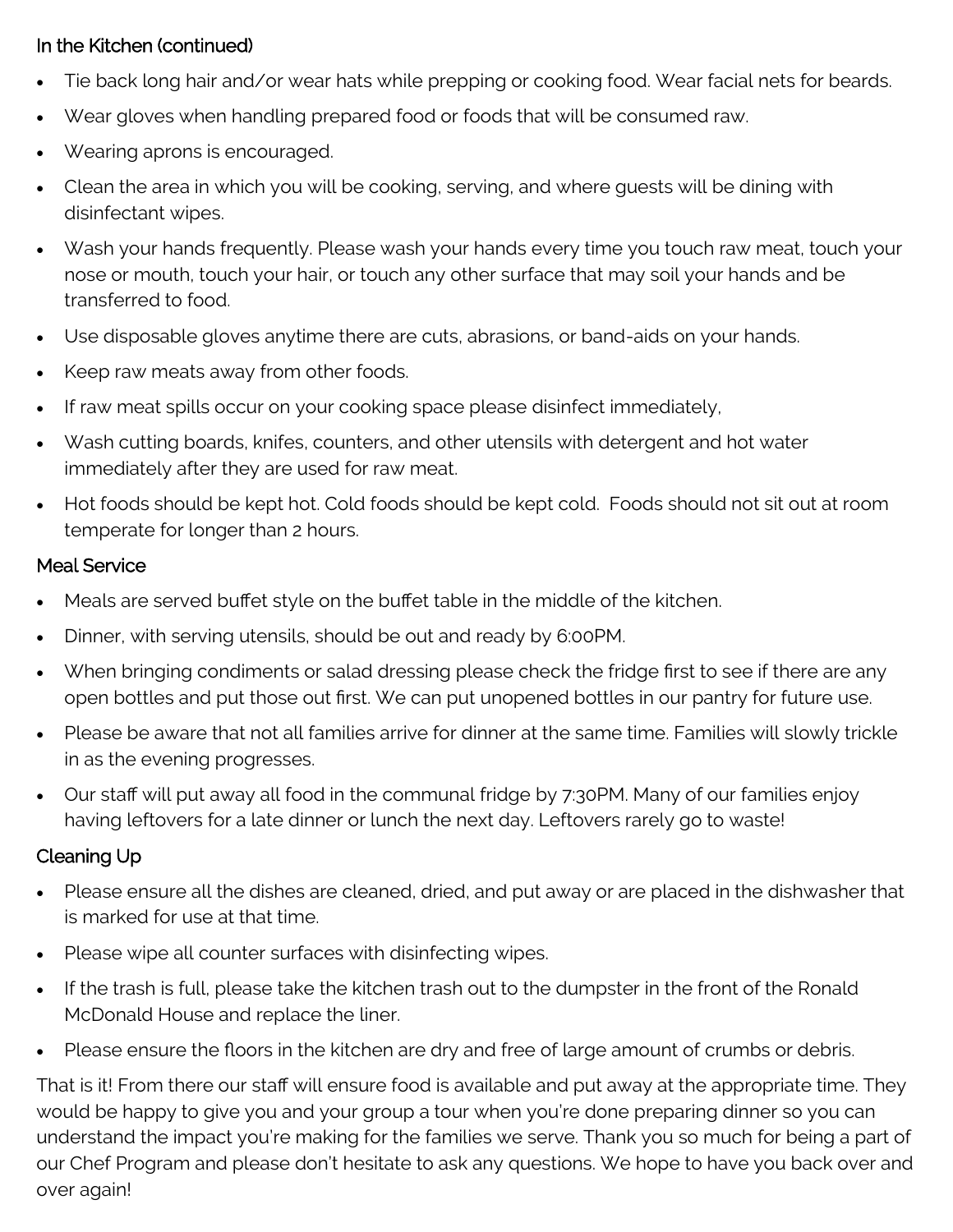## In the Kitchen (continued)

- Tie back long hair and/or wear hats while prepping or cooking food. Wear facial nets for beards.
- Wear gloves when handling prepared food or foods that will be consumed raw.
- Wearing aprons is encouraged.
- Clean the area in which you will be cooking, serving, and where guests will be dining with disinfectant wipes.
- Wash your hands frequently. Please wash your hands every time you touch raw meat, touch your nose or mouth, touch your hair, or touch any other surface that may soil your hands and be transferred to food.
- Use disposable gloves anytime there are cuts, abrasions, or band-aids on your hands.
- Keep raw meats away from other foods.
- If raw meat spills occur on your cooking space please disinfect immediately,
- Wash cutting boards, knifes, counters, and other utensils with detergent and hot water immediately after they are used for raw meat.
- Hot foods should be kept hot. Cold foods should be kept cold. Foods should not sit out at room temperate for longer than 2 hours.

## Meal Service

- Meals are served buffet style on the buffet table in the middle of the kitchen.
- Dinner, with serving utensils, should be out and ready by 6:00PM.
- When bringing condiments or salad dressing please check the fridge first to see if there are any open bottles and put those out first. We can put unopened bottles in our pantry for future use.
- Please be aware that not all families arrive for dinner at the same time. Families will slowly trickle in as the evening progresses.
- Our staff will put away all food in the communal fridge by 7:30PM. Many of our families enjoy having leftovers for a late dinner or lunch the next day. Leftovers rarely go to waste!

## Cleaning Up

- Please ensure all the dishes are cleaned, dried, and put away or are placed in the dishwasher that is marked for use at that time.
- Please wipe all counter surfaces with disinfecting wipes.
- If the trash is full, please take the kitchen trash out to the dumpster in the front of the Ronald McDonald House and replace the liner.
- Please ensure the floors in the kitchen are dry and free of large amount of crumbs or debris.

That is it! From there our staff will ensure food is available and put away at the appropriate time. They would be happy to give you and your group a tour when you're done preparing dinner so you can understand the impact you're making for the families we serve. Thank you so much for being a part of our Chef Program and please don't hesitate to ask any questions. We hope to have you back over and over again!